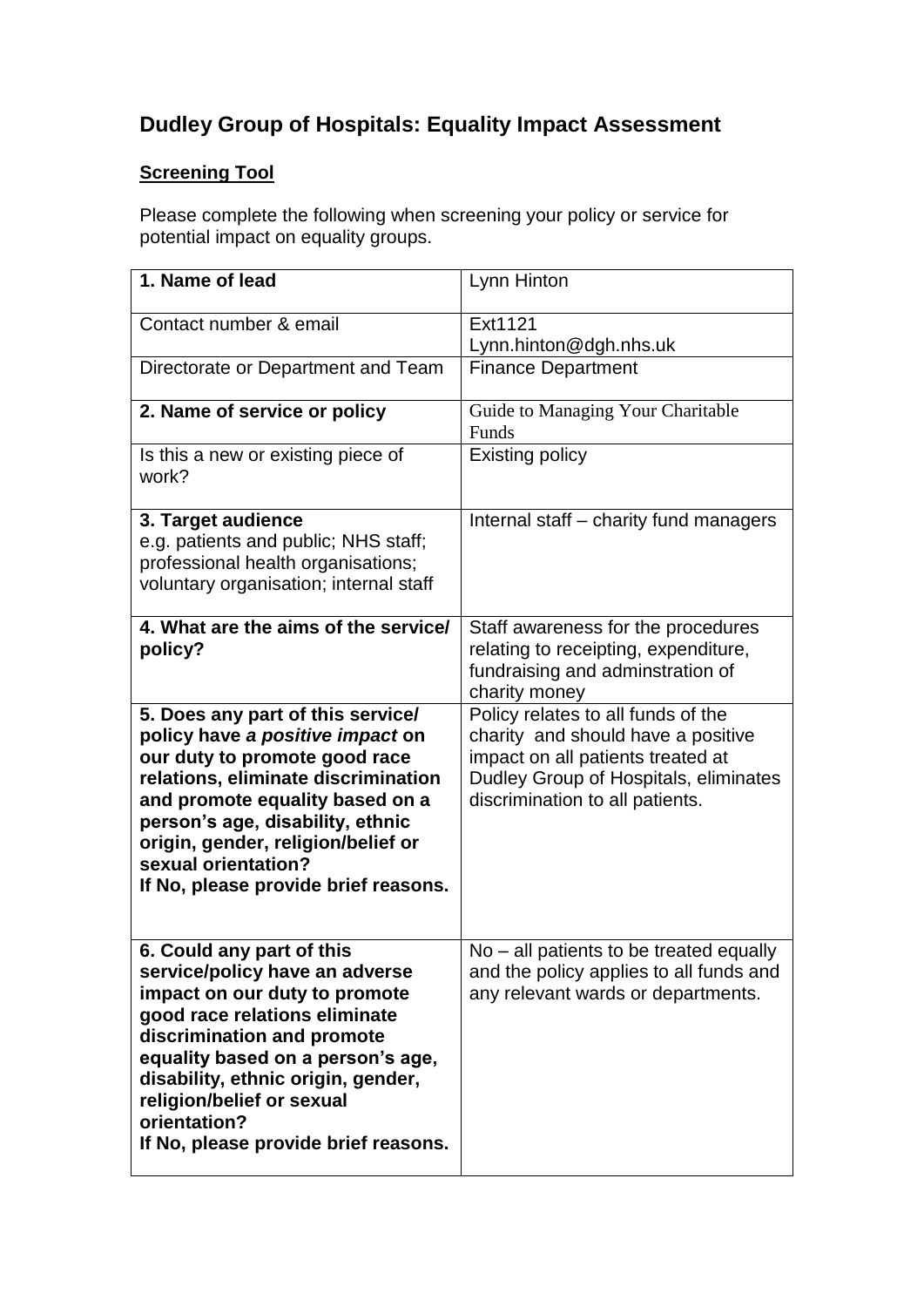# Dudley Group of Hospitals: Equality Impact Assessment

## <u>Screening Tool</u>

Please complete the following when screening your policy or service for potential impact on equality groups.

| | |
|---|---|
| **1. Name of lead** | Lynn Hinton |
| Contact number & email | Ext1121<br>Lynn.hinton@dgh.nhs.uk |
| Directorate or Department and Team | Finance Department |
| **2. Name of service or policy** | Guide to Managing Your Charitable Funds |
| Is this a new or existing piece of work? | Existing policy |
| **3. Target audience**<br>e.g. patients and public; NHS staff; professional health organisations; voluntary organisation; internal staff | Internal staff – charity fund managers |
| **4. What are the aims of the service/ policy?** | Staff awareness for the procedures relating to receipting, expenditure, fundraising and adminstration of charity money |
| **5. Does any part of this service/ policy have *a positive impact* on our duty to promote good race relations, eliminate discrimination and promote equality based on a person's age, disability, ethnic origin, gender, religion/belief or sexual orientation?**<br>**If No, please provide brief reasons.** | Policy relates to all funds of the charity and should have a positive impact on all patients treated at Dudley Group of Hospitals, eliminates discrimination to all patients. |
| **6. Could any part of this service/policy have an adverse impact on our duty to promote good race relations eliminate discrimination and promote equality based on a person's age, disability, ethnic origin, gender, religion/belief or sexual orientation?**<br>**If No, please provide brief reasons.** | No – all patients to be treated equally and the policy applies to all funds and any relevant wards or departments. |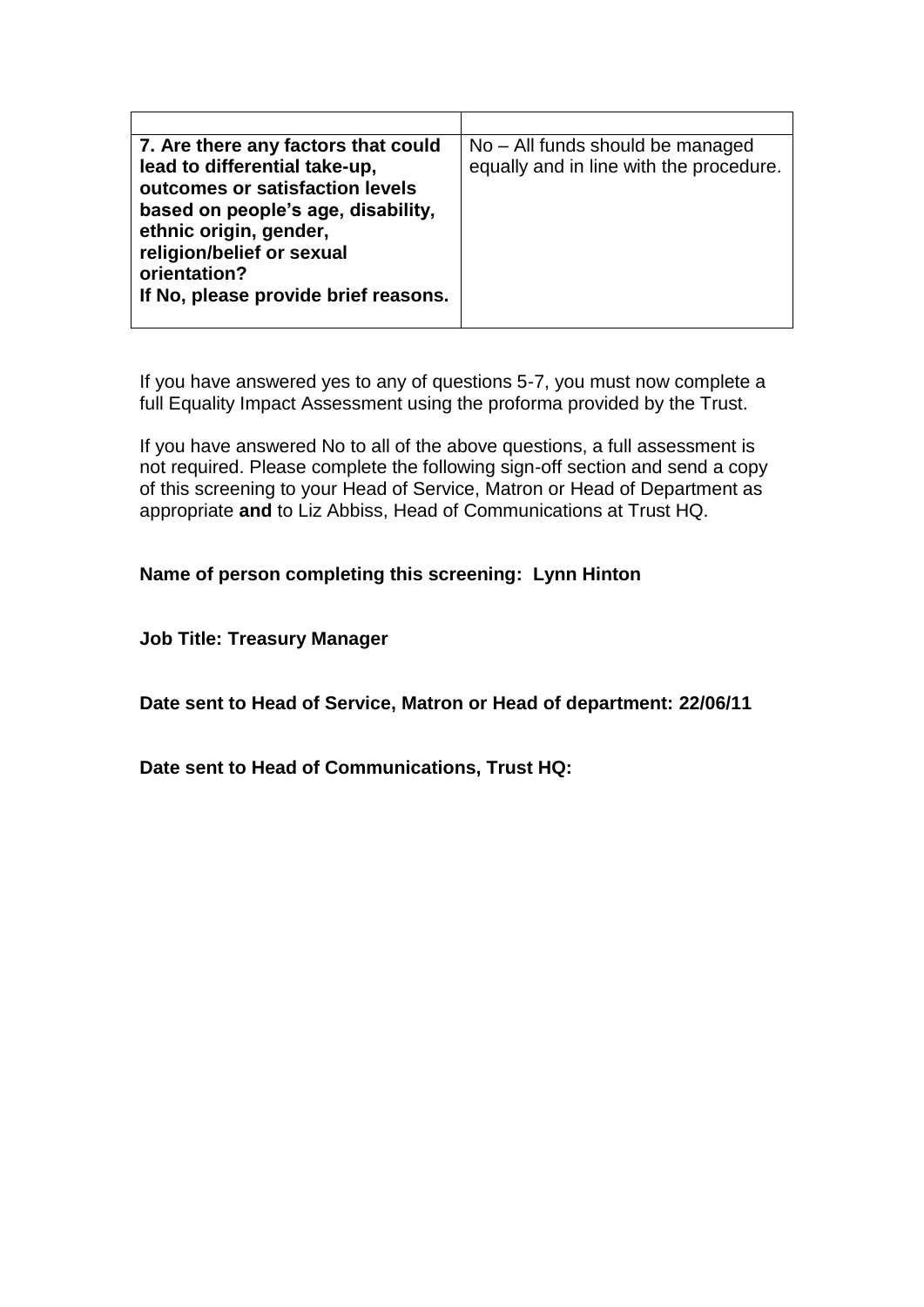| | |
|---|---|
| **7. Are there any factors that could lead to differential take-up, outcomes or satisfaction levels based on people's age, disability, ethnic origin, gender, religion/belief or sexual orientation?**<br>**If No, please provide brief reasons.** | No – All funds should be managed equally and in line with the procedure. |

If you have answered yes to any of questions 5-7, you must now complete a full Equality Impact Assessment using the proforma provided by the Trust.

If you have answered No to all of the above questions, a full assessment is not required. Please complete the following sign-off section and send a copy of this screening to your Head of Service, Matron or Head of Department as appropriate **and** to Liz Abbiss, Head of Communications at Trust HQ.

**Name of person completing this screening: Lynn Hinton**

**Job Title: Treasury Manager**

**Date sent to Head of Service, Matron or Head of department: 22/06/11**

**Date sent to Head of Communications, Trust HQ:**